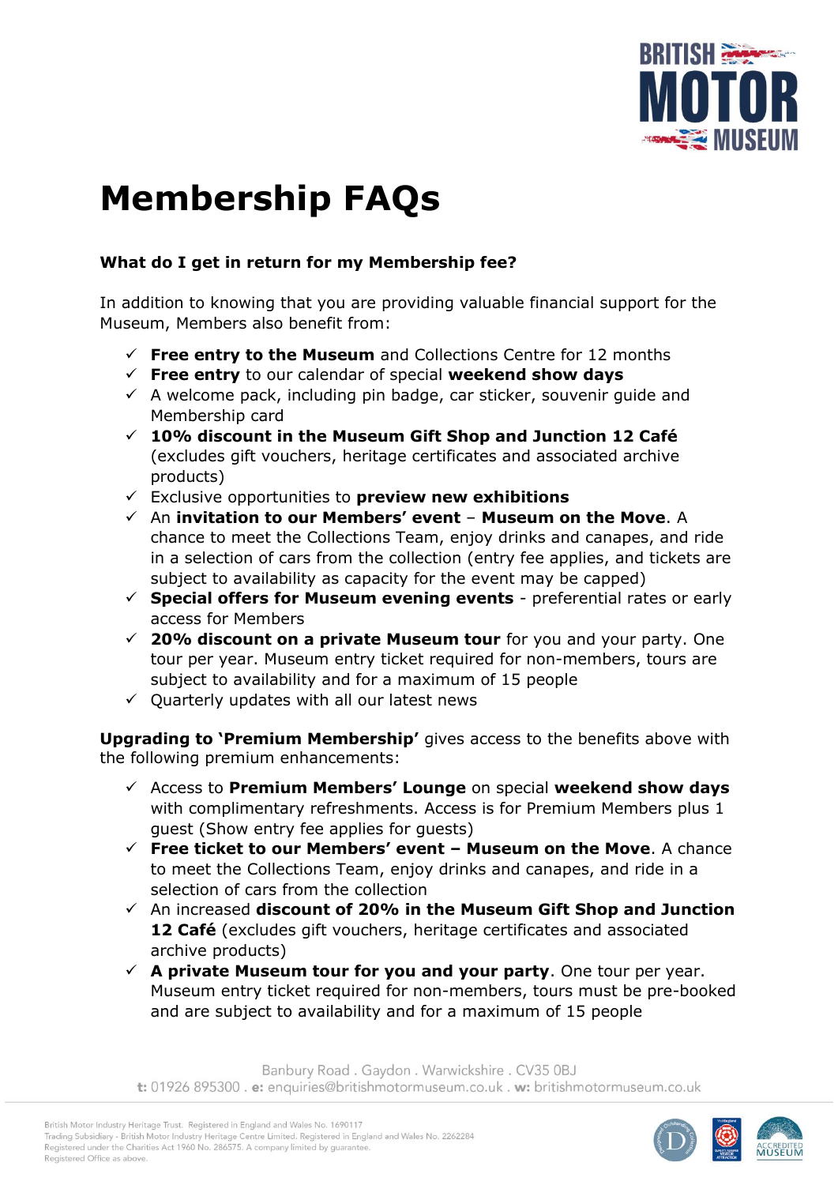# Membership FAQs

**What do I get in return for my Membership fee?**

In addition to knowing that you are providing valuable financial support for the Museum, Members also benefit from:

- ✓ **Free entry to the Museum** and Collections Centre for 12 months
- ✓ **Free entry** to our calendar of special **weekend show days**
- ✓ A welcome pack, including pin badge, car sticker, souvenir guide and Membership card
- ✓ **10% discount in the Museum Gift Shop and Junction 12 Café** (excludes gift vouchers, heritage certificates and associated archive products)
- ✓ Exclusive opportunities to **preview new exhibitions**
- ✓ An **invitation to our Members' event** – **Museum on the Move**. A chance to meet the Collections Team, enjoy drinks and canapes, and ride in a selection of cars from the collection (entry fee applies, and tickets are subject to availability as capacity for the event may be capped)
- ✓ **Special offers for Museum evening events** - preferential rates or early access for Members
- ✓ **20% discount on a private Museum tour** for you and your party. One tour per year. Museum entry ticket required for non-members, tours are subject to availability and for a maximum of 15 people
- ✓ Quarterly updates with all our latest news

**Upgrading to 'Premium Membership'** gives access to the benefits above with the following premium enhancements:

- ✓ Access to **Premium Members' Lounge** on special **weekend show days** with complimentary refreshments. Access is for Premium Members plus 1 guest (Show entry fee applies for guests)
- ✓ **Free ticket to our Members' event – Museum on the Move**. A chance to meet the Collections Team, enjoy drinks and canapes, and ride in a selection of cars from the collection
- ✓ An increased **discount of 20% in the Museum Gift Shop and Junction 12 Café** (excludes gift vouchers, heritage certificates and associated archive products)
- ✓ **A private Museum tour for you and your party**. One tour per year. Museum entry ticket required for non-members, tours must be pre-booked and are subject to availability and for a maximum of 15 people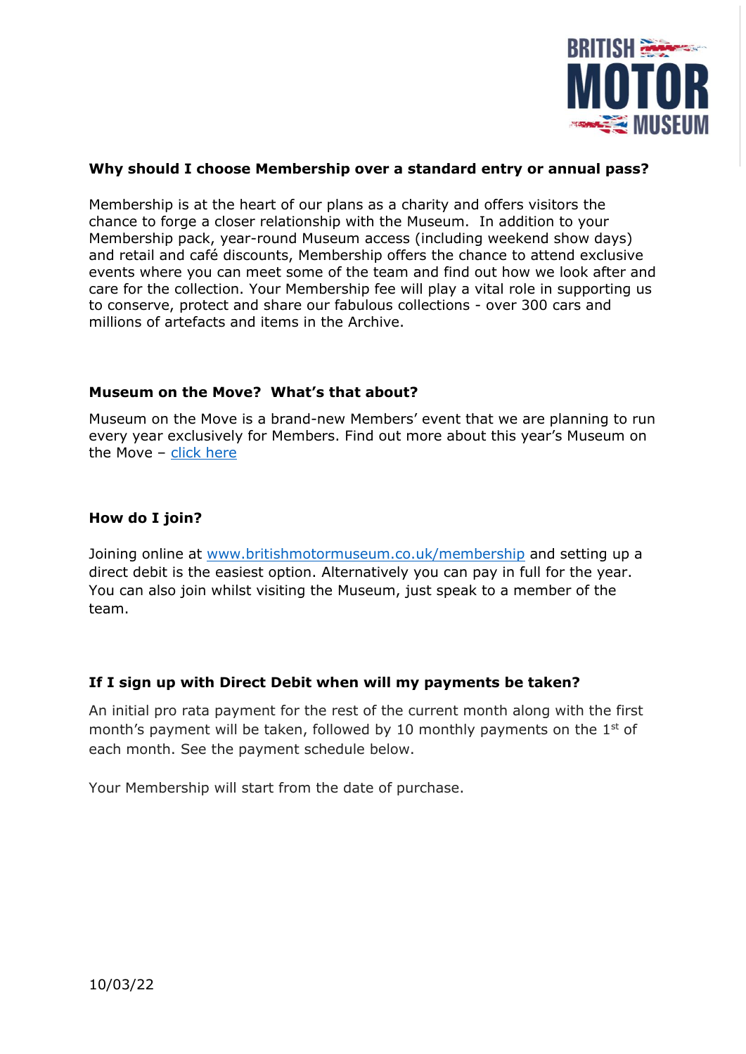**Why should I choose Membership over a standard entry or annual pass?**

Membership is at the heart of our plans as a charity and offers visitors the chance to forge a closer relationship with the Museum. In addition to your Membership pack, year-round Museum access (including weekend show days) and retail and café discounts, Membership offers the chance to attend exclusive events where you can meet some of the team and find out how we look after and care for the collection. Your Membership fee will play a vital role in supporting us to conserve, protect and share our fabulous collections - over 300 cars and millions of artefacts and items in the Archive.

**Museum on the Move? What's that about?**

Museum on the Move is a brand-new Members' event that we are planning to run every year exclusively for Members. Find out more about this year's Museum on the Move – [click here]

**How do I join?**

Joining online at [www.britishmotormuseum.co.uk/membership](http://www.britishmotormuseum.co.uk/membership) and setting up a direct debit is the easiest option. Alternatively you can pay in full for the year. You can also join whilst visiting the Museum, just speak to a member of the team.

**If I sign up with Direct Debit when will my payments be taken?**

An initial pro rata payment for the rest of the current month along with the first month's payment will be taken, followed by 10 monthly payments on the 1st of each month. See the payment schedule below.

Your Membership will start from the date of purchase.

10/03/22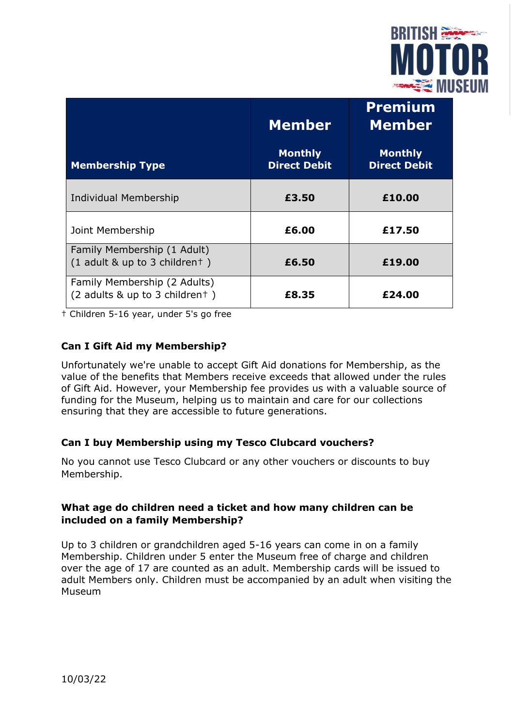| Membership Type | Member<br>Monthly Direct Debit | Premium Member<br>Monthly Direct Debit |
|---|---|---|
| Individual Membership | **£3.50** | **£10.00** |
| Joint Membership | **£6.00** | **£17.50** |
| Family Membership (1 Adult)<br>(1 adult & up to 3 children† ) | **£6.50** | **£19.00** |
| Family Membership (2 Adults)<br>(2 adults & up to 3 children† ) | **£8.35** | **£24.00** |

† Children 5-16 year, under 5's go free

**Can I Gift Aid my Membership?**

Unfortunately we're unable to accept Gift Aid donations for Membership, as the value of the benefits that Members receive exceeds that allowed under the rules of Gift Aid. However, your Membership fee provides us with a valuable source of funding for the Museum, helping us to maintain and care for our collections ensuring that they are accessible to future generations.

**Can I buy Membership using my Tesco Clubcard vouchers?**

No you cannot use Tesco Clubcard or any other vouchers or discounts to buy Membership.

**What age do children need a ticket and how many children can be included on a family Membership?**

Up to 3 children or grandchildren aged 5-16 years can come in on a family Membership. Children under 5 enter the Museum free of charge and children over the age of 17 are counted as an adult. Membership cards will be issued to adult Members only. Children must be accompanied by an adult when visiting the Museum

10/03/22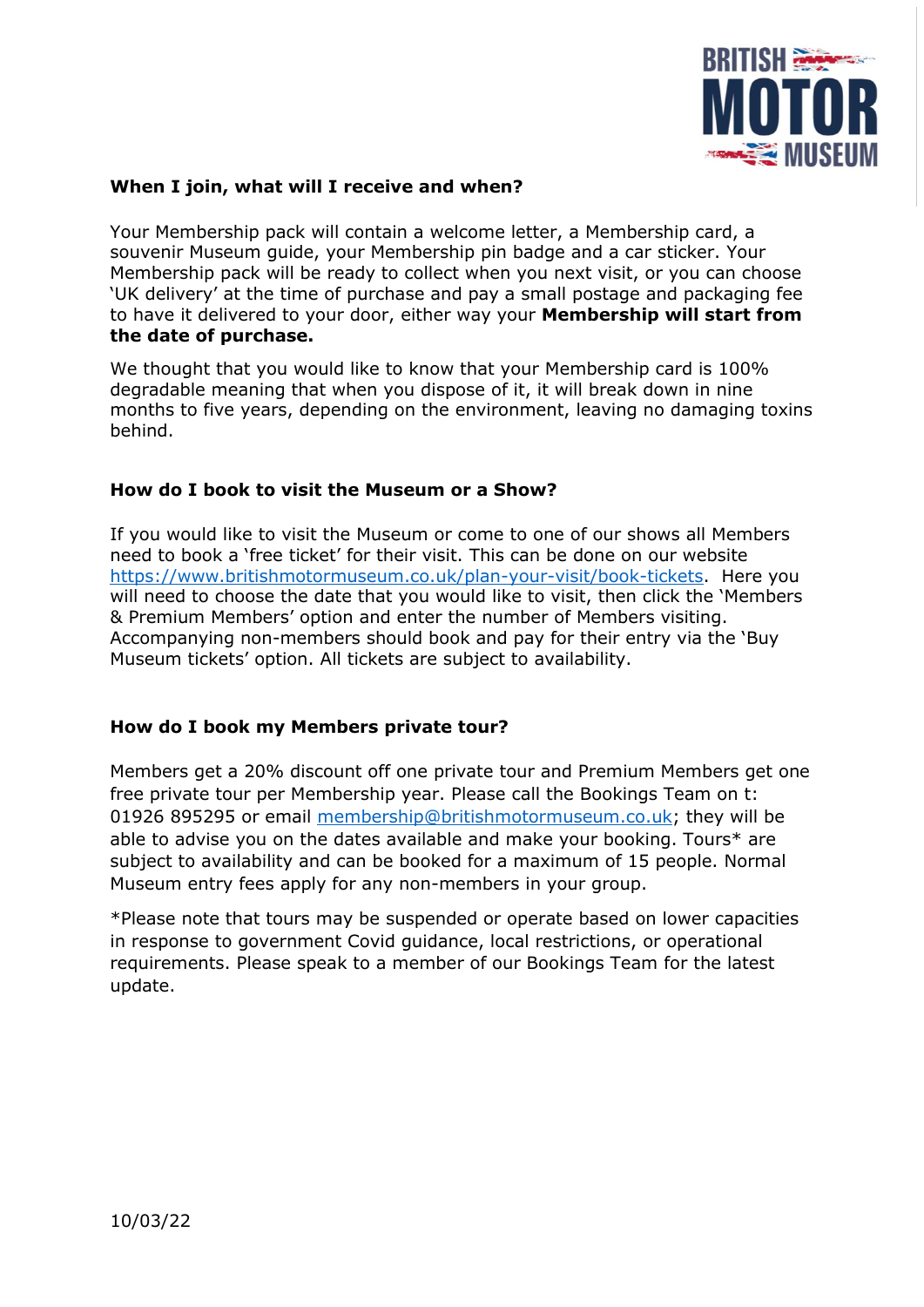**When I join, what will I receive and when?**

Your Membership pack will contain a welcome letter, a Membership card, a souvenir Museum guide, your Membership pin badge and a car sticker. Your Membership pack will be ready to collect when you next visit, or you can choose 'UK delivery' at the time of purchase and pay a small postage and packaging fee to have it delivered to your door, either way your **Membership will start from the date of purchase.**

We thought that you would like to know that your Membership card is 100% degradable meaning that when you dispose of it, it will break down in nine months to five years, depending on the environment, leaving no damaging toxins behind.

**How do I book to visit the Museum or a Show?**

If you would like to visit the Museum or come to one of our shows all Members need to book a 'free ticket' for their visit. This can be done on our website https://www.britishmotormuseum.co.uk/plan-your-visit/book-tickets. Here you will need to choose the date that you would like to visit, then click the 'Members & Premium Members' option and enter the number of Members visiting. Accompanying non-members should book and pay for their entry via the 'Buy Museum tickets' option. All tickets are subject to availability.

**How do I book my Members private tour?**

Members get a 20% discount off one private tour and Premium Members get one free private tour per Membership year. Please call the Bookings Team on t: 01926 895295 or email membership@britishmotormuseum.co.uk; they will be able to advise you on the dates available and make your booking. Tours* are subject to availability and can be booked for a maximum of 15 people. Normal Museum entry fees apply for any non-members in your group.

*Please note that tours may be suspended or operate based on lower capacities in response to government Covid guidance, local restrictions, or operational requirements. Please speak to a member of our Bookings Team for the latest update.

10/03/22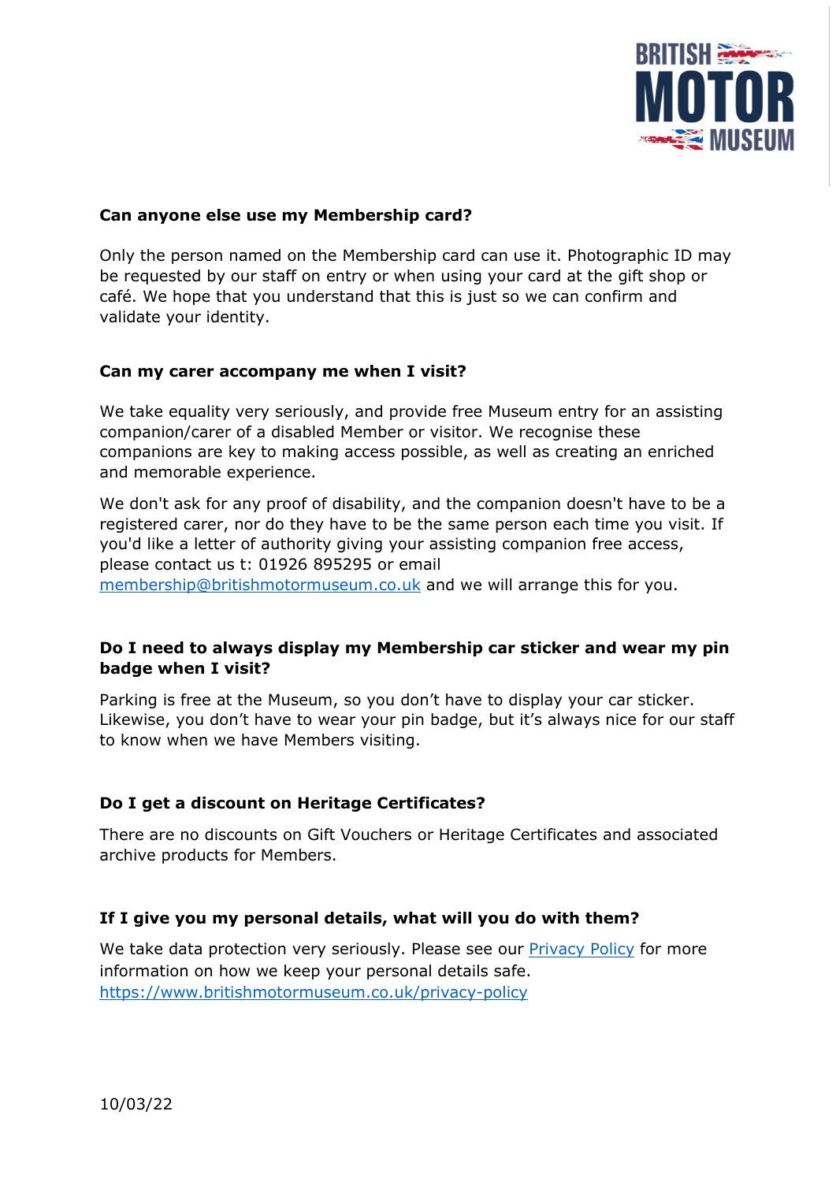**Can anyone else use my Membership card?**

Only the person named on the Membership card can use it. Photographic ID may be requested by our staff on entry or when using your card at the gift shop or café. We hope that you understand that this is just so we can confirm and validate your identity.

**Can my carer accompany me when I visit?**

We take equality very seriously, and provide free Museum entry for an assisting companion/carer of a disabled Member or visitor. We recognise these companions are key to making access possible, as well as creating an enriched and memorable experience.

We don't ask for any proof of disability, and the companion doesn't have to be a registered carer, nor do they have to be the same person each time you visit. If you'd like a letter of authority giving your assisting companion free access, please contact us t: 01926 895295 or email [membership@britishmotormuseum.co.uk](mailto:membership@britishmotormuseum.co.uk) and we will arrange this for you.

**Do I need to always display my Membership car sticker and wear my pin badge when I visit?**

Parking is free at the Museum, so you don't have to display your car sticker. Likewise, you don't have to wear your pin badge, but it's always nice for our staff to know when we have Members visiting.

**Do I get a discount on Heritage Certificates?**

There are no discounts on Gift Vouchers or Heritage Certificates and associated archive products for Members.

**If I give you my personal details, what will you do with them?**

We take data protection very seriously. Please see our [Privacy Policy](https://www.britishmotormuseum.co.uk/privacy-policy) for more information on how we keep your personal details safe.
[https://www.britishmotormuseum.co.uk/privacy-policy](https://www.britishmotormuseum.co.uk/privacy-policy)

10/03/22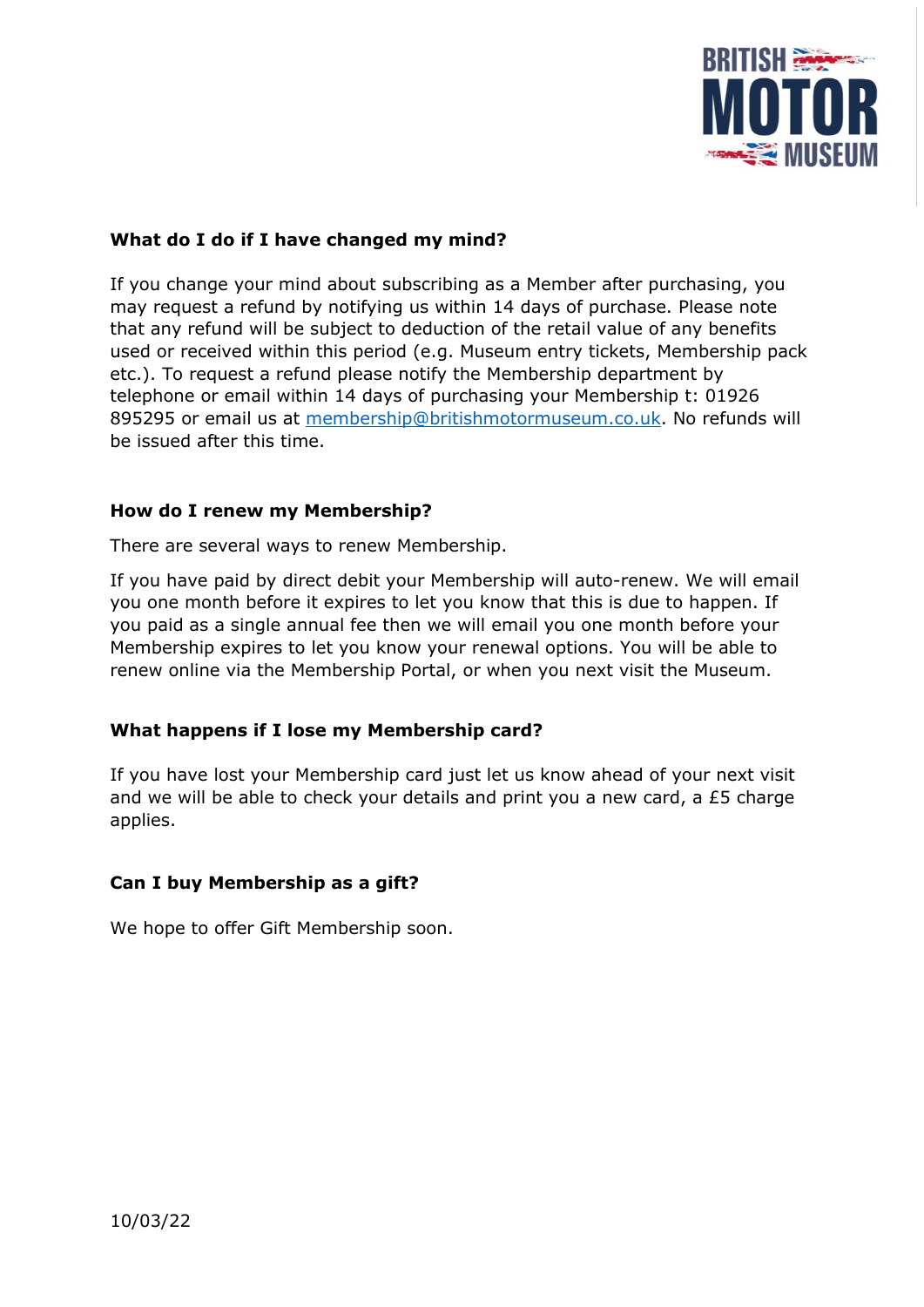**What do I do if I have changed my mind?**

If you change your mind about subscribing as a Member after purchasing, you may request a refund by notifying us within 14 days of purchase. Please note that any refund will be subject to deduction of the retail value of any benefits used or received within this period (e.g. Museum entry tickets, Membership pack etc.). To request a refund please notify the Membership department by telephone or email within 14 days of purchasing your Membership t: 01926 895295 or email us at [membership@britishmotormuseum.co.uk](mailto:membership@britishmotormuseum.co.uk). No refunds will be issued after this time.

**How do I renew my Membership?**

There are several ways to renew Membership.

If you have paid by direct debit your Membership will auto-renew. We will email you one month before it expires to let you know that this is due to happen. If you paid as a single annual fee then we will email you one month before your Membership expires to let you know your renewal options. You will be able to renew online via the Membership Portal, or when you next visit the Museum.

**What happens if I lose my Membership card?**

If you have lost your Membership card just let us know ahead of your next visit and we will be able to check your details and print you a new card, a £5 charge applies.

**Can I buy Membership as a gift?**

We hope to offer Gift Membership soon.

10/03/22